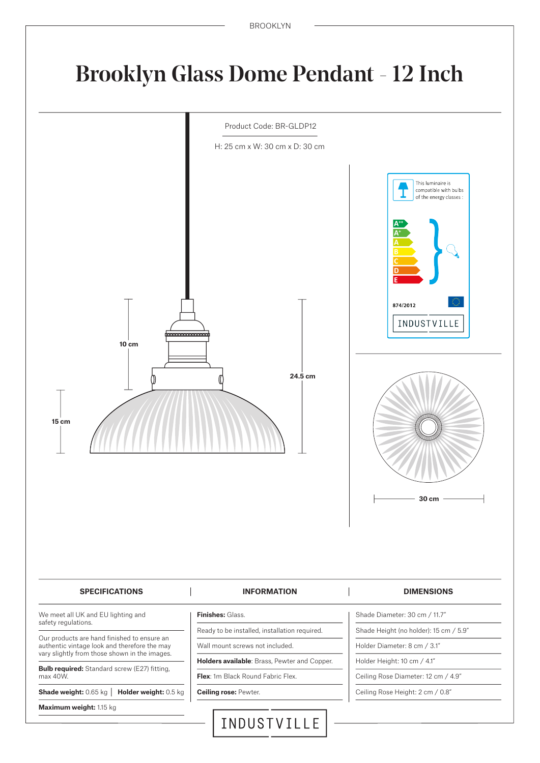# Brooklyn Glass Dome Pendant - 12 Inch

Product Code: BR-GLDP12

H: 25 cm x W: 30 cm x D: 30 cm

10 cm

15 cm

24.5 cm

This luminaire is compatible with bulbs of the energy classes :

A++
A+
A
B
C
D
E

874/2012

INDUSTVILLE

30 cm

| SPECIFICATIONS | INFORMATION | DIMENSIONS |
|---|---|---|
| We meet all UK and EU lighting and safety regulations. | **Finishes:** Glass. | Shade Diameter: 30 cm / 11.7" |
| Our products are hand finished to ensure an authentic vintage look and therefore the may vary slightly from those shown in the images. | Ready to be installed, installation required. | Shade Height (no holder): 15 cm / 5.9" |
| **Bulb required:** Standard screw (E27) fitting, max 40W. | Wall mount screws not included. | Holder Diameter: 8 cm / 3.1" |
| **Shade weight:** 0.65 kg \| **Holder weight:** 0.5 kg | **Holders available**: Brass, Pewter and Copper. | Holder Height: 10 cm / 4.1" |
| **Maximum weight:** 1.15 kg | **Flex**: 1m Black Round Fabric Flex. | Ceiling Rose Diameter: 12 cm / 4.9" |
| | **Ceiling rose:** Pewter. | Ceiling Rose Height: 2 cm / 0.8" |

INDUSTVILLE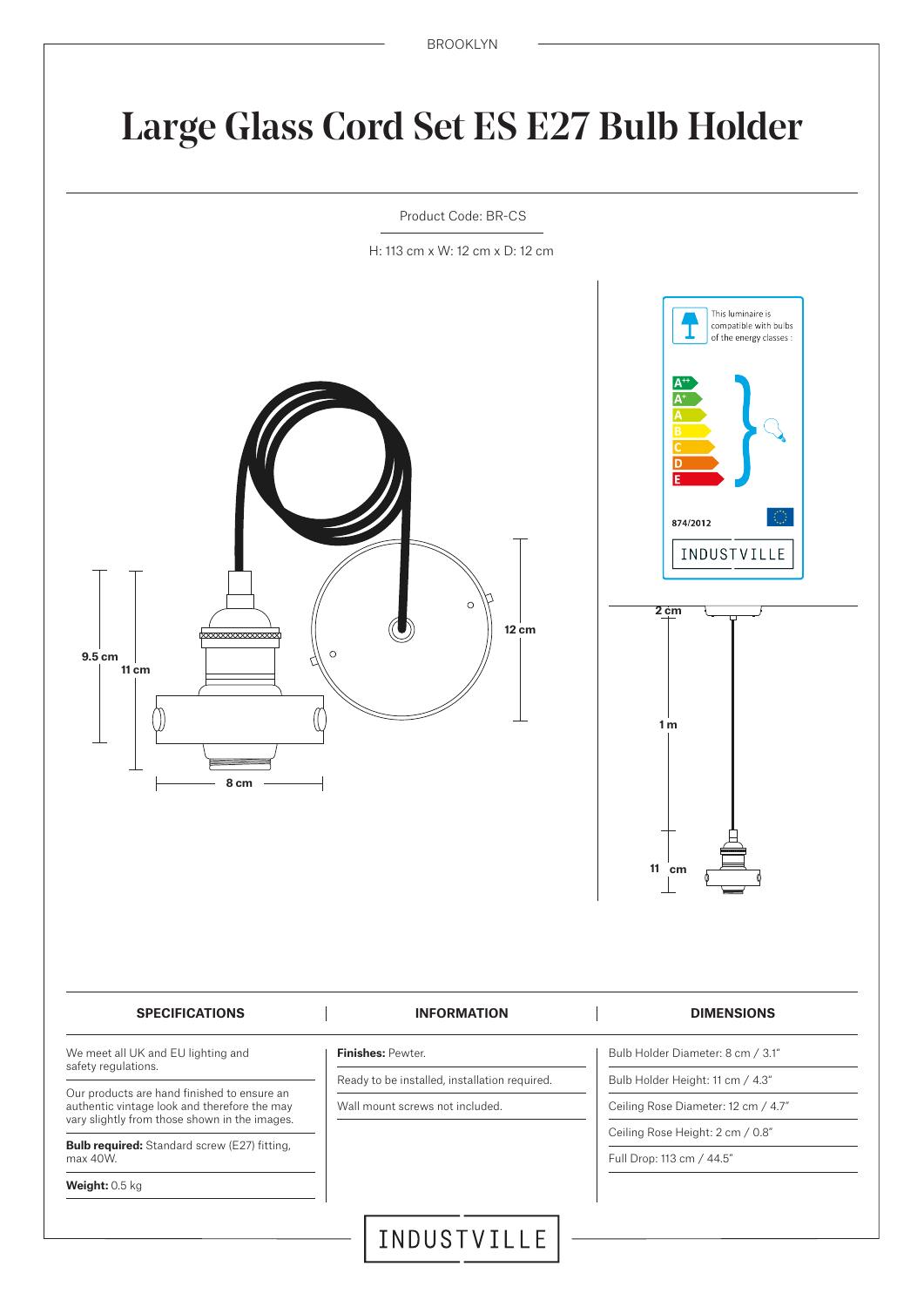BROOKLYN

# Large Glass Cord Set ES E27 Bulb Holder

Product Code: BR-CS

H: 113 cm x W: 12 cm x D: 12 cm

9.5 cm

11 cm

8 cm

12 cm

This luminaire is compatible with bulbs of the energy classes :

A++ A+ A B C D E

874/2012

INDUSTVILLE

2 cm

1 m

11 cm

| SPECIFICATIONS | INFORMATION | DIMENSIONS |
| --- | --- | --- |
| We meet all UK and EU lighting and safety regulations. | **Finishes:** Pewter. | Bulb Holder Diameter: 8 cm / 3.1" |
| Our products are hand finished to ensure an authentic vintage look and therefore the may vary slightly from those shown in the images. | Ready to be installed, installation required. | Bulb Holder Height: 11 cm / 4.3" |
| **Bulb required:** Standard screw (E27) fitting, max 40W. | Wall mount screws not included. | Ceiling Rose Diameter: 12 cm / 4.7" |
| **Weight:** 0.5 kg | | Ceiling Rose Height: 2 cm / 0.8" |
| | | Full Drop: 113 cm / 44.5" |

INDUSTVILLE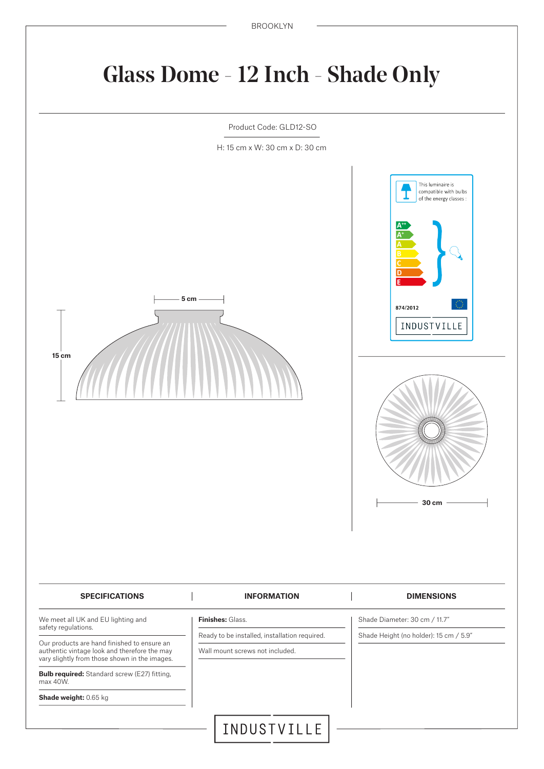BROOKLYN

# Glass Dome - 12 Inch - Shade Only

Product Code: GLD12-SO

H: 15 cm x W: 30 cm x D: 30 cm

5 cm

15 cm

This luminaire is compatible with bulbs of the energy classes :

A++
A+
A
B
C
D
E

874/2012

INDUSTVILLE

30 cm

| SPECIFICATIONS | INFORMATION | DIMENSIONS |
|---|---|---|
| We meet all UK and EU lighting and safety regulations. | **Finishes:** Glass. | Shade Diameter: 30 cm / 11.7" |
| Our products are hand finished to ensure an authentic vintage look and therefore the may vary slightly from those shown in the images. | Ready to be installed, installation required. | Shade Height (no holder): 15 cm / 5.9" |
| **Bulb required:** Standard screw (E27) fitting, max 40W. | Wall mount screws not included. | |
| **Shade weight:** 0.65 kg | | |

INDUSTVILLE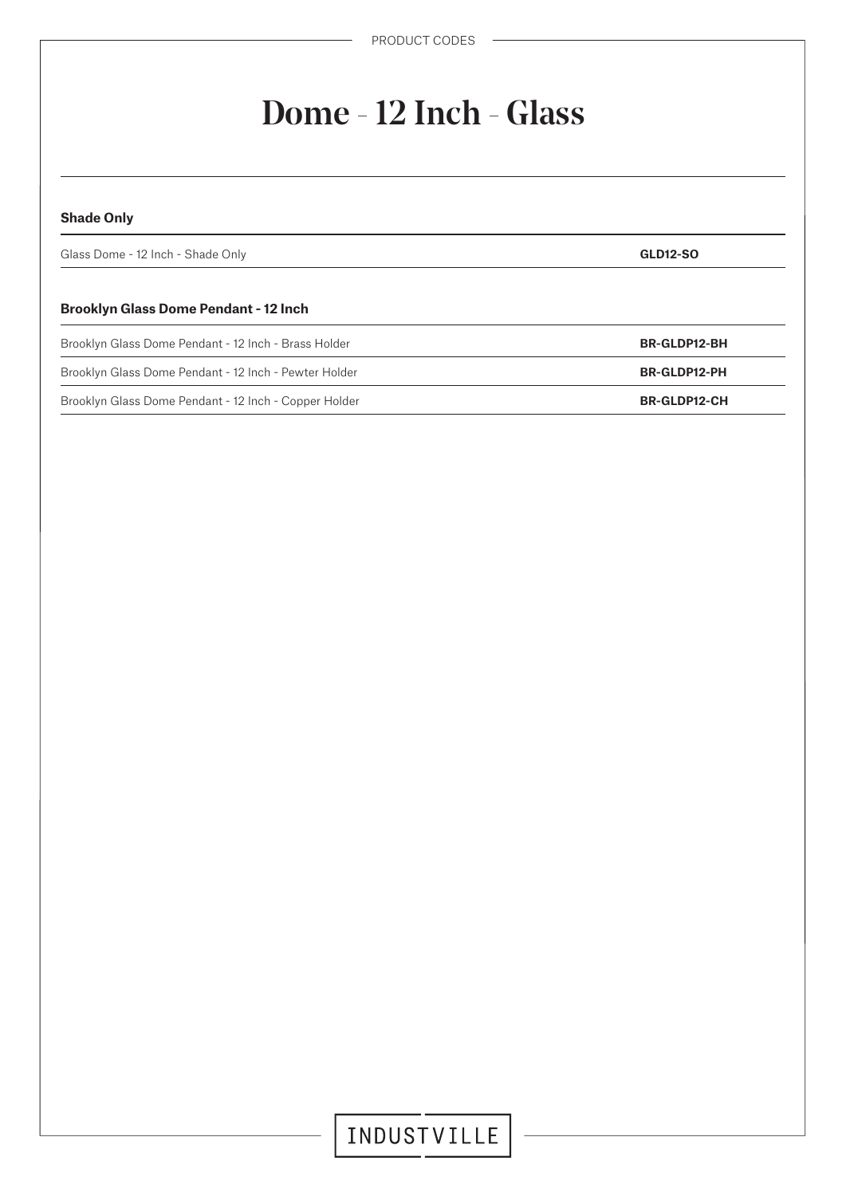# Dome - 12 Inch - Glass

### Shade Only

| | |
|---|---|
| Glass Dome - 12 Inch - Shade Only | **GLD12-SO** |

### Brooklyn Glass Dome Pendant - 12 Inch

| | |
|---|---|
| Brooklyn Glass Dome Pendant - 12 Inch - Brass Holder | **BR-GLDP12-BH** |
| Brooklyn Glass Dome Pendant - 12 Inch - Pewter Holder | **BR-GLDP12-PH** |
| Brooklyn Glass Dome Pendant - 12 Inch - Copper Holder | **BR-GLDP12-CH** |